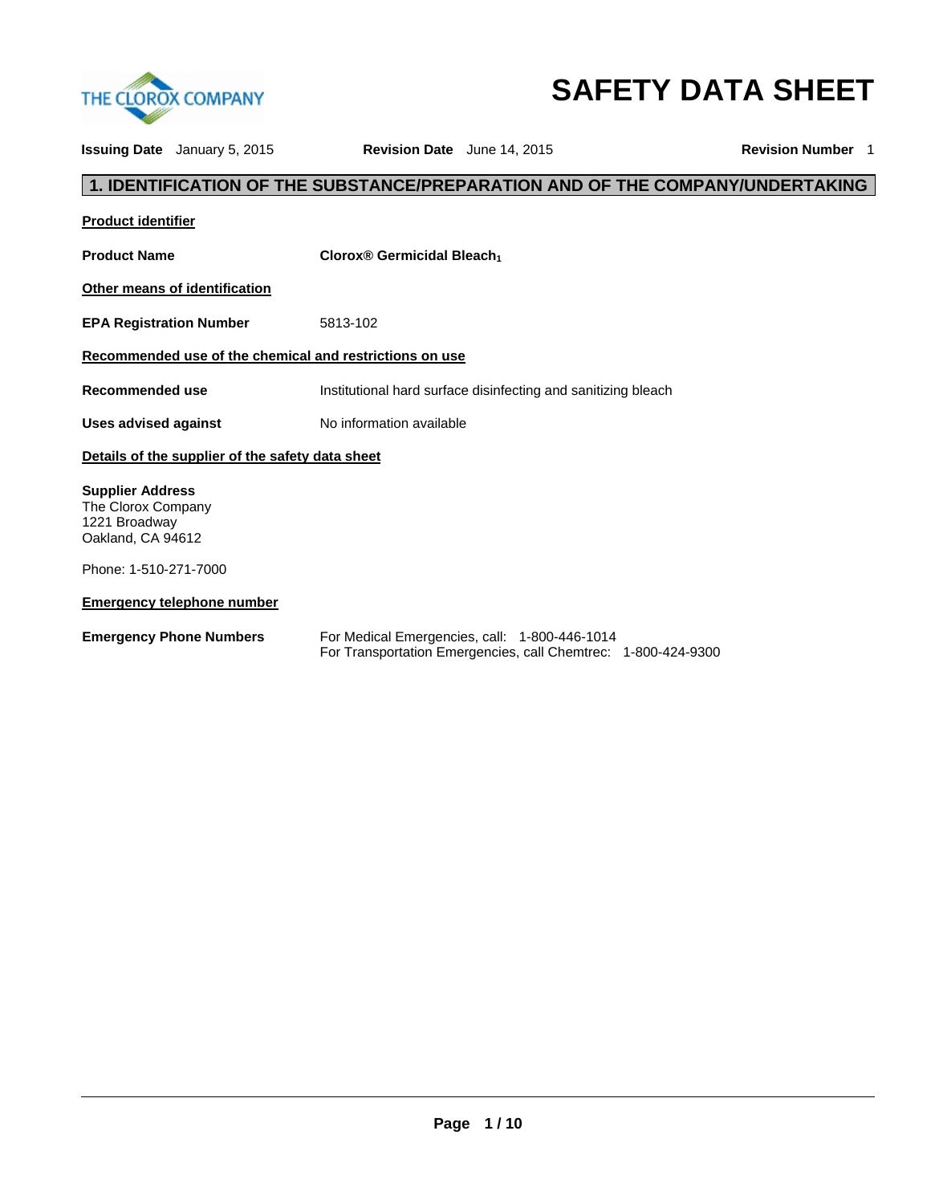THE CLOROX COMPANY

# SAFETY DATA SHEET

**Issuing Date** January 5, 2015 **Revision Date** June 14, 2015 **Revision Number** 1

## 1. IDENTIFICATION OF THE SUBSTANCE/PREPARATION AND OF THE COMPANY/UNDERTAKING

**Product identifier**

**Product Name** **Clorox® Germicidal Bleach$_1$**

**Other means of identification**

**EPA Registration Number** 5813-102

**Recommended use of the chemical and restrictions on use**

**Recommended use** Institutional hard surface disinfecting and sanitizing bleach

**Uses advised against** No information available

**Details of the supplier of the safety data sheet**

**Supplier Address**
The Clorox Company
1221 Broadway
Oakland, CA 94612

Phone: 1-510-271-7000

**Emergency telephone number**

**Emergency Phone Numbers** For Medical Emergencies, call: 1-800-446-1014
For Transportation Emergencies, call Chemtrec: 1-800-424-9300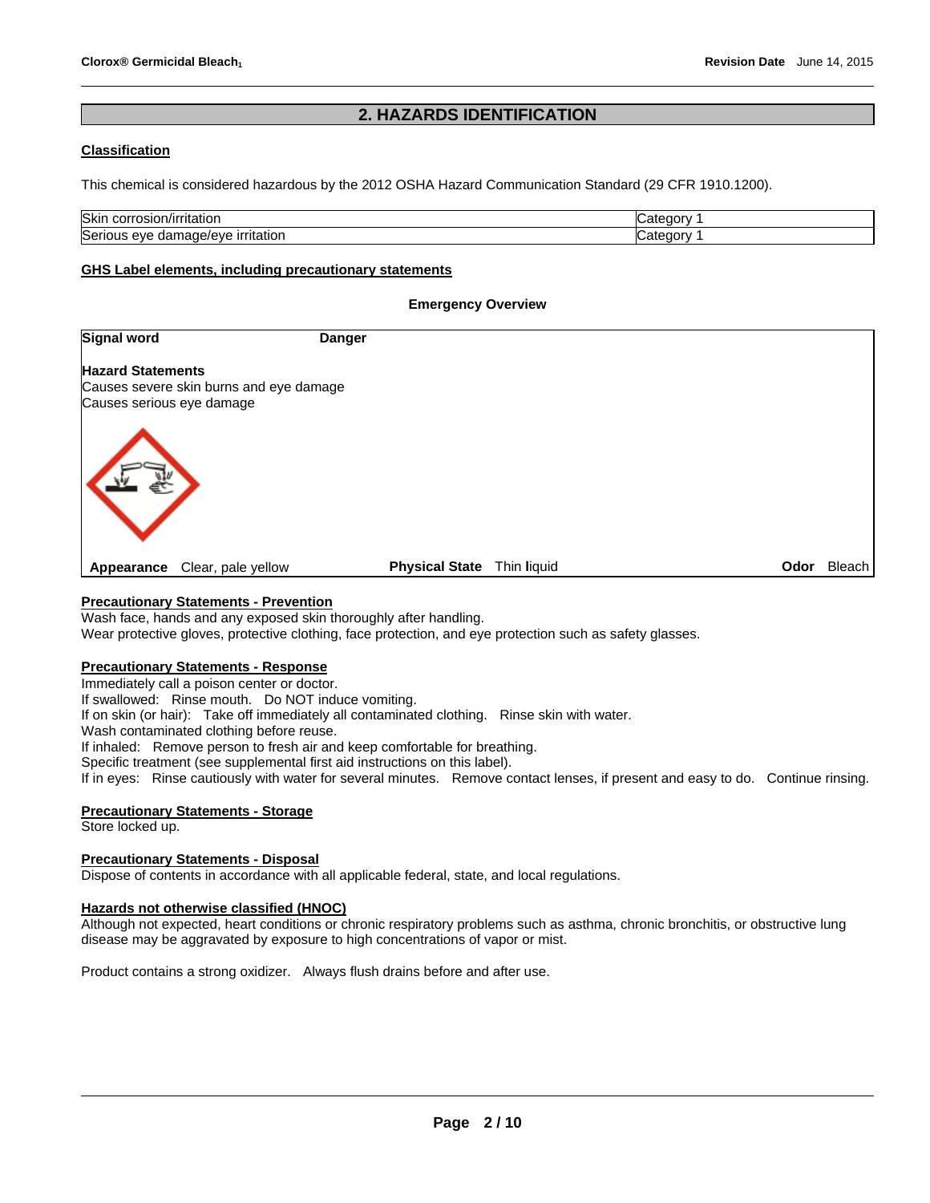## 2. HAZARDS IDENTIFICATION

### Classification

This chemical is considered hazardous by the 2012 OSHA Hazard Communication Standard (29 CFR 1910.1200).

| Skin corrosion/irritation | Category 1 |
|---|---|
| Serious eye damage/eye irritation | Category 1 |

### GHS Label elements, including precautionary statements

**Emergency Overview**

**Signal word** **Danger**

**Hazard Statements**
Causes severe skin burns and eye damage
Causes serious eye damage

**Appearance** Clear, pale yellow **Physical State** Thin liquid **Odor** Bleach

### Precautionary Statements - Prevention

Wash face, hands and any exposed skin thoroughly after handling.
Wear protective gloves, protective clothing, face protection, and eye protection such as safety glasses.

### Precautionary Statements - Response

Immediately call a poison center or doctor.
If swallowed: Rinse mouth. Do NOT induce vomiting.
If on skin (or hair): Take off immediately all contaminated clothing. Rinse skin with water.
Wash contaminated clothing before reuse.
If inhaled: Remove person to fresh air and keep comfortable for breathing.
Specific treatment (see supplemental first aid instructions on this label).
If in eyes: Rinse cautiously with water for several minutes. Remove contact lenses, if present and easy to do. Continue rinsing.

### Precautionary Statements - Storage

Store locked up.

### Precautionary Statements - Disposal

Dispose of contents in accordance with all applicable federal, state, and local regulations.

### Hazards not otherwise classified (HNOC)

Although not expected, heart conditions or chronic respiratory problems such as asthma, chronic bronchitis, or obstructive lung disease may be aggravated by exposure to high concentrations of vapor or mist.

Product contains a strong oxidizer. Always flush drains before and after use.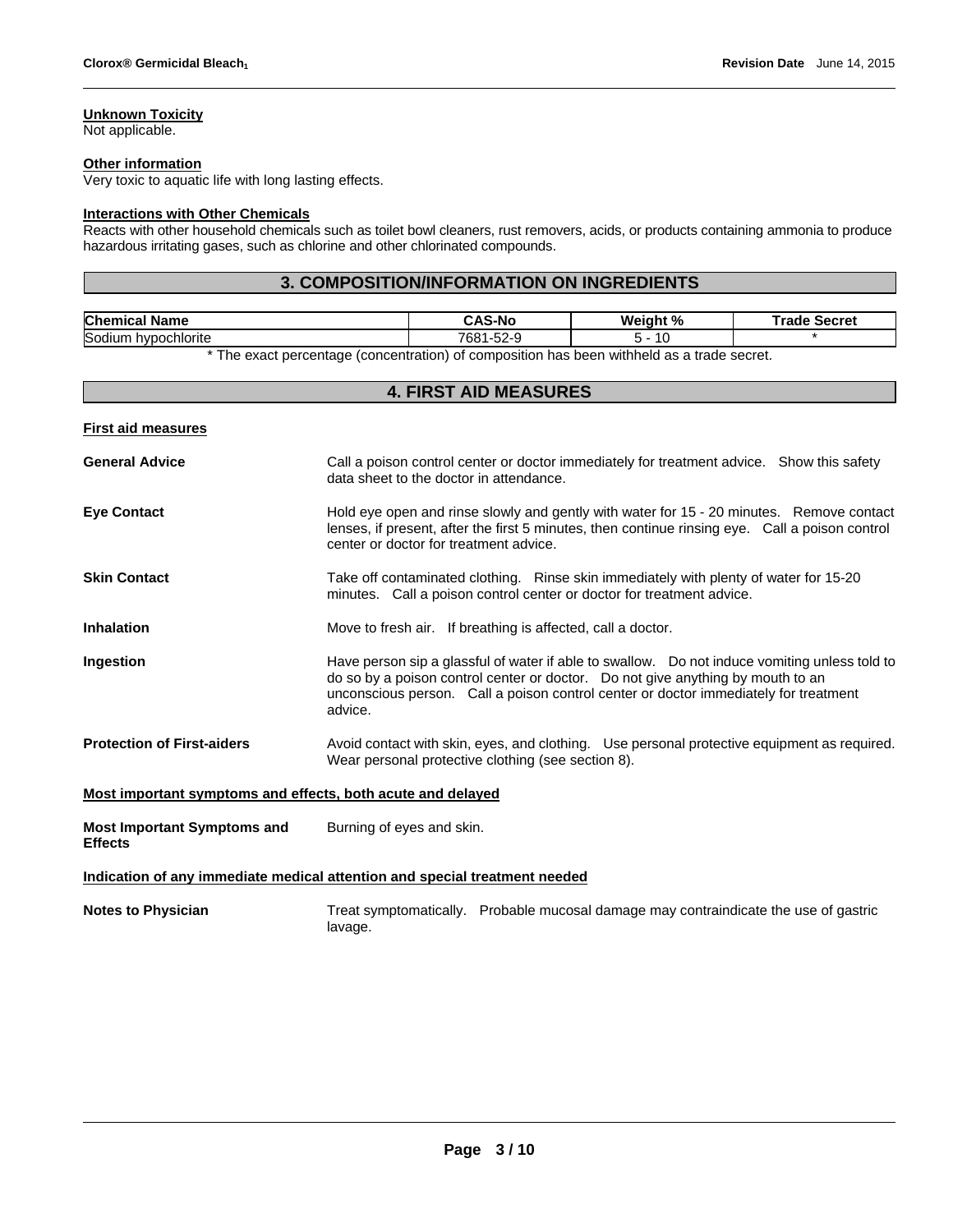**Unknown Toxicity**
Not applicable.

**Other information**
Very toxic to aquatic life with long lasting effects.

**Interactions with Other Chemicals**
Reacts with other household chemicals such as toilet bowl cleaners, rust removers, acids, or products containing ammonia to produce hazardous irritating gases, such as chlorine and other chlorinated compounds.

## 3. COMPOSITION/INFORMATION ON INGREDIENTS

| Chemical Name | CAS-No | Weight % | Trade Secret |
|---|---|---|---|
| Sodium hypochlorite | 7681-52-9 | 5 - 10 | * |

* The exact percentage (concentration) of composition has been withheld as a trade secret.

## 4. FIRST AID MEASURES

**First aid measures**

**General Advice** — Call a poison control center or doctor immediately for treatment advice. Show this safety data sheet to the doctor in attendance.

**Eye Contact** — Hold eye open and rinse slowly and gently with water for 15 - 20 minutes. Remove contact lenses, if present, after the first 5 minutes, then continue rinsing eye. Call a poison control center or doctor for treatment advice.

**Skin Contact** — Take off contaminated clothing. Rinse skin immediately with plenty of water for 15-20 minutes. Call a poison control center or doctor for treatment advice.

**Inhalation** — Move to fresh air. If breathing is affected, call a doctor.

**Ingestion** — Have person sip a glassful of water if able to swallow. Do not induce vomiting unless told to do so by a poison control center or doctor. Do not give anything by mouth to an unconscious person. Call a poison control center or doctor immediately for treatment advice.

**Protection of First-aiders** — Avoid contact with skin, eyes, and clothing. Use personal protective equipment as required. Wear personal protective clothing (see section 8).

**Most important symptoms and effects, both acute and delayed**

**Most Important Symptoms and Effects** — Burning of eyes and skin.

**Indication of any immediate medical attention and special treatment needed**

**Notes to Physician** — Treat symptomatically. Probable mucosal damage may contraindicate the use of gastric lavage.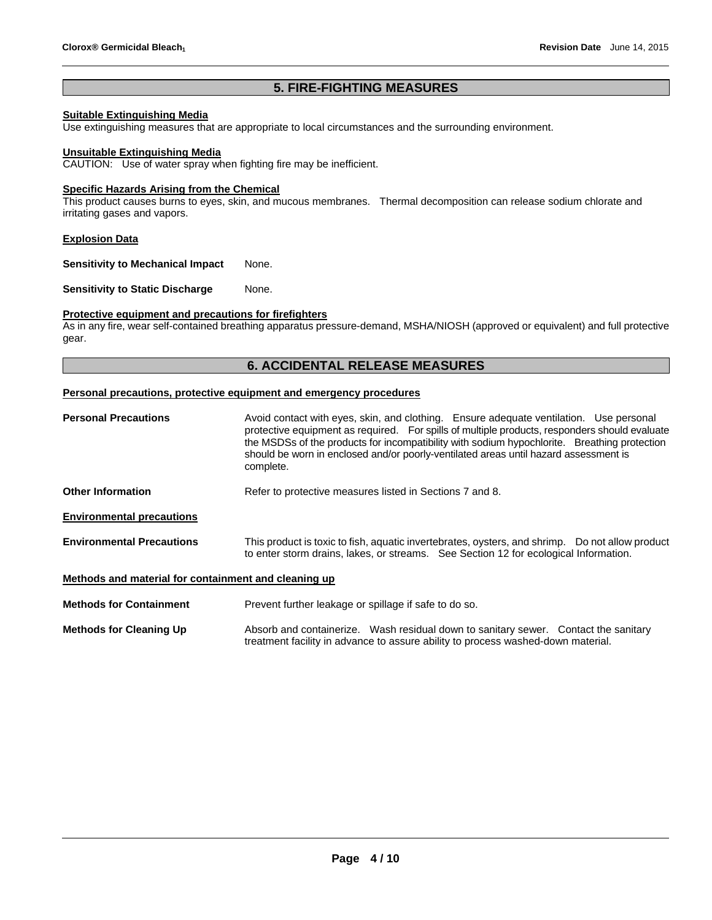## 5. FIRE-FIGHTING MEASURES

**Suitable Extinguishing Media**

Use extinguishing measures that are appropriate to local circumstances and the surrounding environment.

**Unsuitable Extinguishing Media**

CAUTION: Use of water spray when fighting fire may be inefficient.

**Specific Hazards Arising from the Chemical**

This product causes burns to eyes, skin, and mucous membranes. Thermal decomposition can release sodium chlorate and irritating gases and vapors.

**Explosion Data**

**Sensitivity to Mechanical Impact** None.

**Sensitivity to Static Discharge** None.

**Protective equipment and precautions for firefighters**

As in any fire, wear self-contained breathing apparatus pressure-demand, MSHA/NIOSH (approved or equivalent) and full protective gear.

## 6. ACCIDENTAL RELEASE MEASURES

**Personal precautions, protective equipment and emergency procedures**

**Personal Precautions** Avoid contact with eyes, skin, and clothing. Ensure adequate ventilation. Use personal protective equipment as required. For spills of multiple products, responders should evaluate the MSDSs of the products for incompatibility with sodium hypochlorite. Breathing protection should be worn in enclosed and/or poorly-ventilated areas until hazard assessment is complete.

**Other Information** Refer to protective measures listed in Sections 7 and 8.

**Environmental precautions**

**Environmental Precautions** This product is toxic to fish, aquatic invertebrates, oysters, and shrimp. Do not allow product to enter storm drains, lakes, or streams. See Section 12 for ecological Information.

**Methods and material for containment and cleaning up**

**Methods for Containment** Prevent further leakage or spillage if safe to do so.

**Methods for Cleaning Up** Absorb and containerize. Wash residual down to sanitary sewer. Contact the sanitary treatment facility in advance to assure ability to process washed-down material.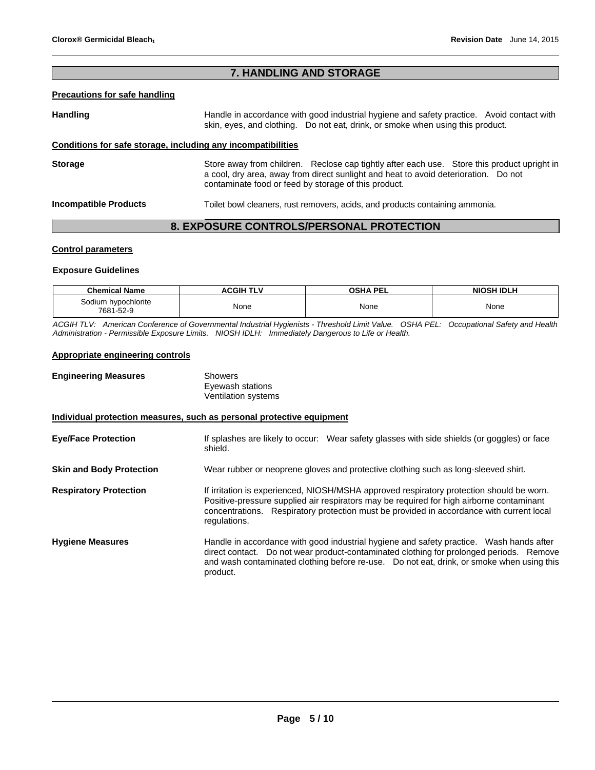## 7. HANDLING AND STORAGE

**Precautions for safe handling**

**Handling** Handle in accordance with good industrial hygiene and safety practice. Avoid contact with skin, eyes, and clothing. Do not eat, drink, or smoke when using this product.

**Conditions for safe storage, including any incompatibilities**

**Storage** Store away from children. Reclose cap tightly after each use. Store this product upright in a cool, dry area, away from direct sunlight and heat to avoid deterioration. Do not contaminate food or feed by storage of this product.

**Incompatible Products** Toilet bowl cleaners, rust removers, acids, and products containing ammonia.

## 8. EXPOSURE CONTROLS/PERSONAL PROTECTION

**Control parameters**

**Exposure Guidelines**

| Chemical Name | ACGIH TLV | OSHA PEL | NIOSH IDLH |
|---|---|---|---|
| Sodium hypochlorite 7681-52-9 | None | None | None |

*ACGIH TLV: American Conference of Governmental Industrial Hygienists - Threshold Limit Value. OSHA PEL: Occupational Safety and Health Administration - Permissible Exposure Limits. NIOSH IDLH: Immediately Dangerous to Life or Health.*

**Appropriate engineering controls**

**Engineering Measures**
Showers
Eyewash stations
Ventilation systems

**Individual protection measures, such as personal protective equipment**

**Eye/Face Protection** If splashes are likely to occur: Wear safety glasses with side shields (or goggles) or face shield.

**Skin and Body Protection** Wear rubber or neoprene gloves and protective clothing such as long-sleeved shirt.

**Respiratory Protection** If irritation is experienced, NIOSH/MSHA approved respiratory protection should be worn. Positive-pressure supplied air respirators may be required for high airborne contaminant concentrations. Respiratory protection must be provided in accordance with current local regulations.

**Hygiene Measures** Handle in accordance with good industrial hygiene and safety practice. Wash hands after direct contact. Do not wear product-contaminated clothing for prolonged periods. Remove and wash contaminated clothing before re-use. Do not eat, drink, or smoke when using this product.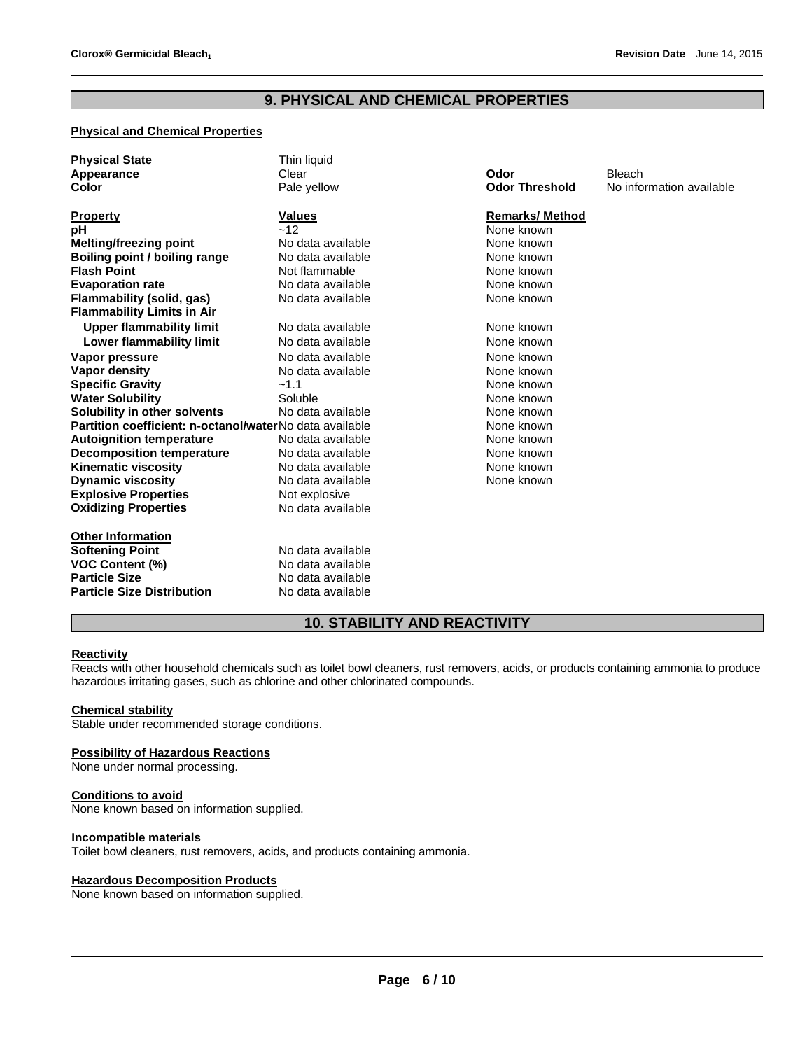## 9. PHYSICAL AND CHEMICAL PROPERTIES

### Physical and Chemical Properties

| | | | |
|---|---|---|---|
| **Physical State** | Thin liquid | | |
| **Appearance** | Clear | **Odor** | Bleach |
| **Color** | Pale yellow | **Odor Threshold** | No information available |

| **Property** | **Values** | **Remarks/ Method** |
|---|---|---|
| **pH** | ~12 | None known |
| **Melting/freezing point** | No data available | None known |
| **Boiling point / boiling range** | No data available | None known |
| **Flash Point** | Not flammable | None known |
| **Evaporation rate** | No data available | None known |
| **Flammability (solid, gas)** | No data available | None known |
| **Flammability Limits in Air** | | |
| **Upper flammability limit** | No data available | None known |
| **Lower flammability limit** | No data available | None known |
| **Vapor pressure** | No data available | None known |
| **Vapor density** | No data available | None known |
| **Specific Gravity** | ~1.1 | None known |
| **Water Solubility** | Soluble | None known |
| **Solubility in other solvents** | No data available | None known |
| **Partition coefficient: n-octanol/water** | No data available | None known |
| **Autoignition temperature** | No data available | None known |
| **Decomposition temperature** | No data available | None known |
| **Kinematic viscosity** | No data available | None known |
| **Dynamic viscosity** | No data available | None known |
| **Explosive Properties** | Not explosive | |
| **Oxidizing Properties** | No data available | |

**Other Information**

| | |
|---|---|
| **Softening Point** | No data available |
| **VOC Content (%)** | No data available |
| **Particle Size** | No data available |
| **Particle Size Distribution** | No data available |

## 10. STABILITY AND REACTIVITY

**Reactivity**

Reacts with other household chemicals such as toilet bowl cleaners, rust removers, acids, or products containing ammonia to produce hazardous irritating gases, such as chlorine and other chlorinated compounds.

**Chemical stability**

Stable under recommended storage conditions.

**Possibility of Hazardous Reactions**

None under normal processing.

**Conditions to avoid**

None known based on information supplied.

**Incompatible materials**

Toilet bowl cleaners, rust removers, acids, and products containing ammonia.

**Hazardous Decomposition Products**

None known based on information supplied.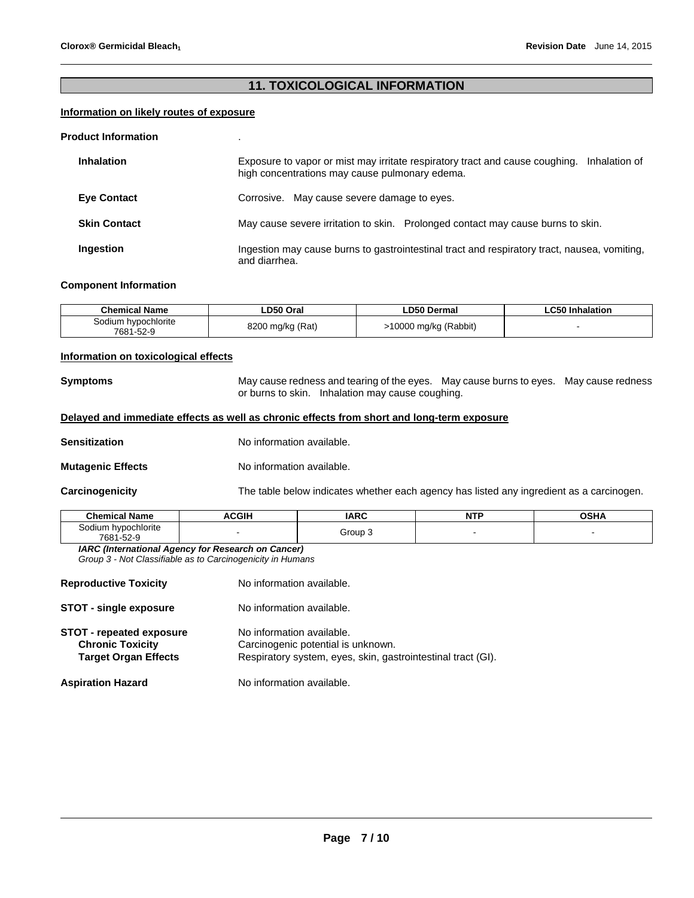## 11. TOXICOLOGICAL INFORMATION

**Information on likely routes of exposure**

**Product Information** .

**Inhalation** Exposure to vapor or mist may irritate respiratory tract and cause coughing. Inhalation of high concentrations may cause pulmonary edema.

**Eye Contact** Corrosive. May cause severe damage to eyes.

**Skin Contact** May cause severe irritation to skin. Prolonged contact may cause burns to skin.

**Ingestion** Ingestion may cause burns to gastrointestinal tract and respiratory tract, nausea, vomiting, and diarrhea.

**Component Information**

| Chemical Name | LD50 Oral | LD50 Dermal | LC50 Inhalation |
|---|---|---|---|
| Sodium hypochlorite 7681-52-9 | 8200 mg/kg (Rat) | >10000 mg/kg (Rabbit) | - |

**Information on toxicological effects**

**Symptoms** May cause redness and tearing of the eyes. May cause burns to eyes. May cause redness or burns to skin. Inhalation may cause coughing.

**Delayed and immediate effects as well as chronic effects from short and long-term exposure**

**Sensitization** No information available.

**Mutagenic Effects** No information available.

**Carcinogenicity** The table below indicates whether each agency has listed any ingredient as a carcinogen.

| Chemical Name | ACGIH | IARC | NTP | OSHA |
|---|---|---|---|---|
| Sodium hypochlorite 7681-52-9 | - | Group 3 | - | - |

***IARC (International Agency for Research on Cancer)***
*Group 3 - Not Classifiable as to Carcinogenicity in Humans*

**Reproductive Toxicity** No information available.

**STOT - single exposure** No information available.

**STOT - repeated exposure** No information available.
**Chronic Toxicity** Carcinogenic potential is unknown.
**Target Organ Effects** Respiratory system, eyes, skin, gastrointestinal tract (GI).

**Aspiration Hazard** No information available.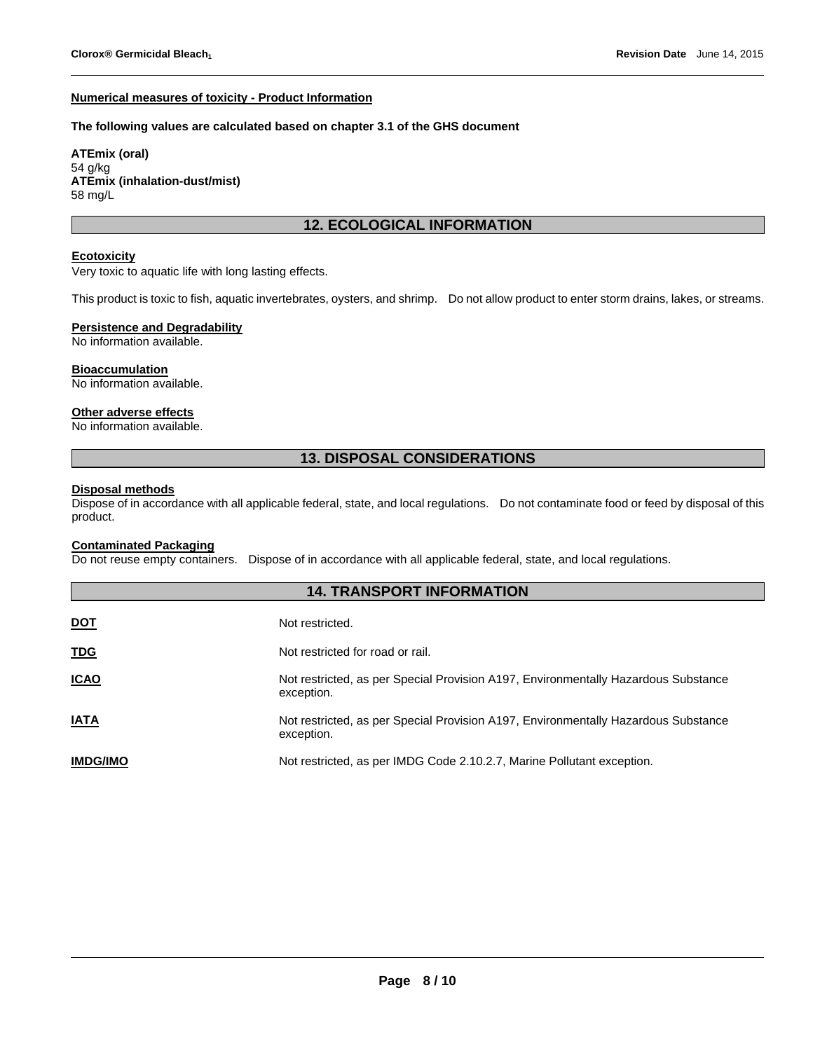#### Numerical measures of toxicity - Product Information

**The following values are calculated based on chapter 3.1 of the GHS document**

**ATEmix (oral)**
54 g/kg
**ATEmix (inhalation-dust/mist)**
58 mg/L

## 12. ECOLOGICAL INFORMATION

#### Ecotoxicity

Very toxic to aquatic life with long lasting effects.

This product is toxic to fish, aquatic invertebrates, oysters, and shrimp. Do not allow product to enter storm drains, lakes, or streams.

#### Persistence and Degradability

No information available.

#### Bioaccumulation

No information available.

#### Other adverse effects

No information available.

## 13. DISPOSAL CONSIDERATIONS

#### Disposal methods

Dispose of in accordance with all applicable federal, state, and local regulations. Do not contaminate food or feed by disposal of this product.

#### Contaminated Packaging

Do not reuse empty containers. Dispose of in accordance with all applicable federal, state, and local regulations.

## 14. TRANSPORT INFORMATION

| | |
|---|---|
| **DOT** | Not restricted. |
| **TDG** | Not restricted for road or rail. |
| **ICAO** | Not restricted, as per Special Provision A197, Environmentally Hazardous Substance exception. |
| **IATA** | Not restricted, as per Special Provision A197, Environmentally Hazardous Substance exception. |
| **IMDG/IMO** | Not restricted, as per IMDG Code 2.10.2.7, Marine Pollutant exception. |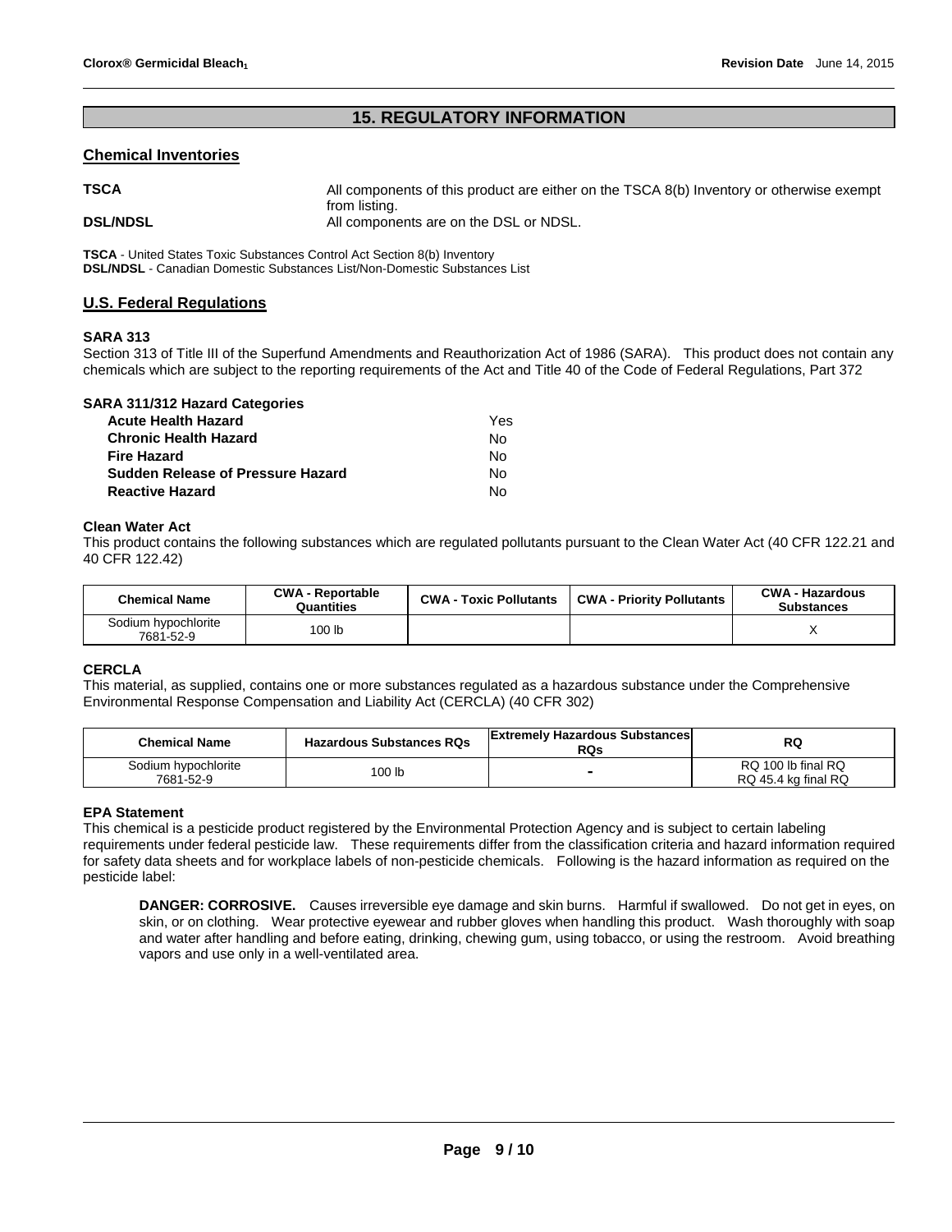## 15. REGULATORY INFORMATION

### Chemical Inventories

**TSCA** All components of this product are either on the TSCA 8(b) Inventory or otherwise exempt from listing.

**DSL/NDSL** All components are on the DSL or NDSL.

**TSCA** - United States Toxic Substances Control Act Section 8(b) Inventory
**DSL/NDSL** - Canadian Domestic Substances List/Non-Domestic Substances List

### U.S. Federal Regulations

**SARA 313**

Section 313 of Title III of the Superfund Amendments and Reauthorization Act of 1986 (SARA). This product does not contain any chemicals which are subject to the reporting requirements of the Act and Title 40 of the Code of Federal Regulations, Part 372

**SARA 311/312 Hazard Categories**

| | |
|---|---|
| **Acute Health Hazard** | Yes |
| **Chronic Health Hazard** | No |
| **Fire Hazard** | No |
| **Sudden Release of Pressure Hazard** | No |
| **Reactive Hazard** | No |

**Clean Water Act**

This product contains the following substances which are regulated pollutants pursuant to the Clean Water Act (40 CFR 122.21 and 40 CFR 122.42)

| Chemical Name | CWA - Reportable Quantities | CWA - Toxic Pollutants | CWA - Priority Pollutants | CWA - Hazardous Substances |
|---|---|---|---|---|
| Sodium hypochlorite 7681-52-9 | 100 lb | | | X |

**CERCLA**

This material, as supplied, contains one or more substances regulated as a hazardous substance under the Comprehensive Environmental Response Compensation and Liability Act (CERCLA) (40 CFR 302)

| Chemical Name | Hazardous Substances RQs | Extremely Hazardous Substances RQs | RQ |
|---|---|---|---|
| Sodium hypochlorite 7681-52-9 | 100 lb | - | RQ 100 lb final RQ RQ 45.4 kg final RQ |

**EPA Statement**

This chemical is a pesticide product registered by the Environmental Protection Agency and is subject to certain labeling requirements under federal pesticide law. These requirements differ from the classification criteria and hazard information required for safety data sheets and for workplace labels of non-pesticide chemicals. Following is the hazard information as required on the pesticide label:

> **DANGER: CORROSIVE.** Causes irreversible eye damage and skin burns. Harmful if swallowed. Do not get in eyes, on skin, or on clothing. Wear protective eyewear and rubber gloves when handling this product. Wash thoroughly with soap and water after handling and before eating, drinking, chewing gum, using tobacco, or using the restroom. Avoid breathing vapors and use only in a well-ventilated area.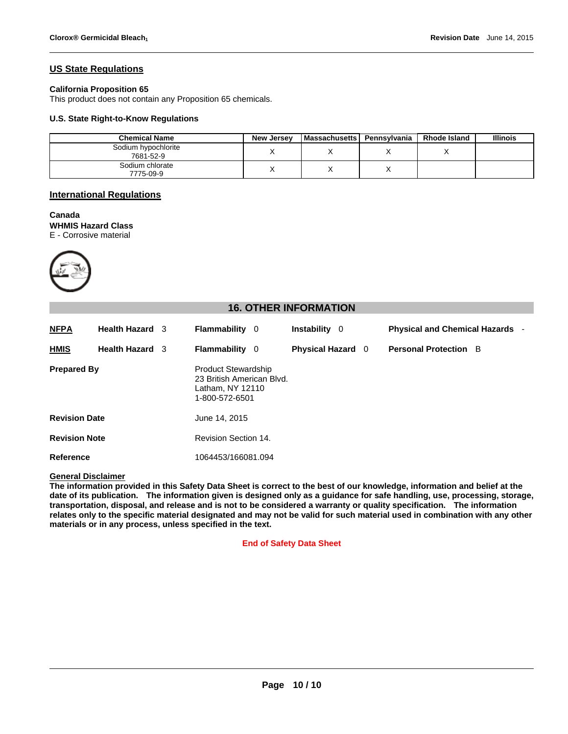## US State Regulations

### California Proposition 65

This product does not contain any Proposition 65 chemicals.

### U.S. State Right-to-Know Regulations

| Chemical Name | New Jersey | Massachusetts | Pennsylvania | Rhode Island | Illinois |
|---|---|---|---|---|---|
| Sodium hypochlorite 7681-52-9 | X | X | X | X | |
| Sodium chlorate 7775-09-9 | X | X | X | | |

## International Regulations

**Canada**
**WHMIS Hazard Class**
E - Corrosive material

## 16. OTHER INFORMATION

| | | | | |
|---|---|---|---|---|
| **NFPA** | **Health Hazard** 3 | **Flammability** 0 | **Instability** 0 | **Physical and Chemical Hazards** - |
| **HMIS** | **Health Hazard** 3 | **Flammability** 0 | **Physical Hazard** 0 | **Personal Protection** B |

**Prepared By** Product Stewardship
23 British American Blvd.
Latham, NY 12110
1-800-572-6501

**Revision Date** June 14, 2015

**Revision Note** Revision Section 14.

**Reference** 1064453/166081.094

**General Disclaimer**

**The information provided in this Safety Data Sheet is correct to the best of our knowledge, information and belief at the date of its publication. The information given is designed only as a guidance for safe handling, use, processing, storage, transportation, disposal, and release and is not to be considered a warranty or quality specification. The information relates only to the specific material designated and may not be valid for such material used in combination with any other materials or in any process, unless specified in the text.**

**End of Safety Data Sheet**